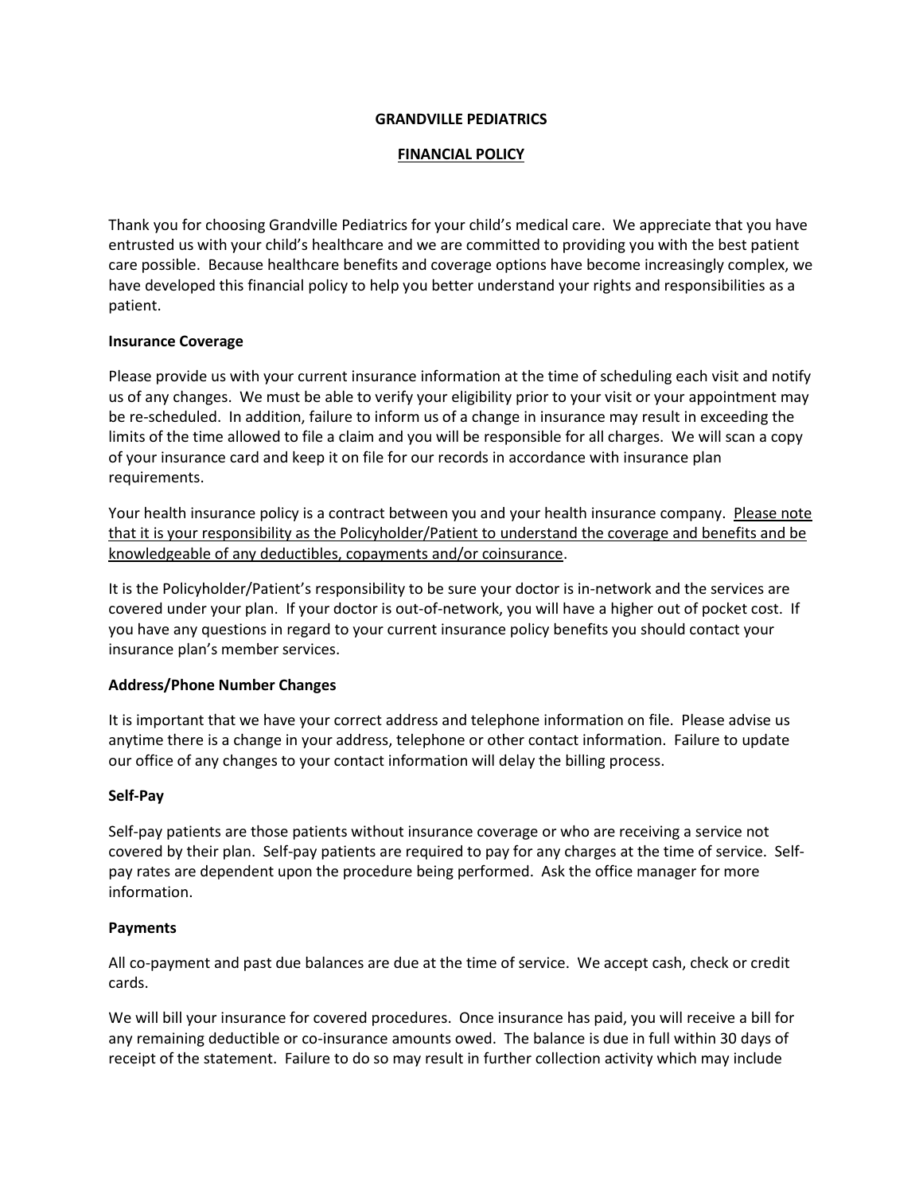# GRANDVILLE PEDIATRICS

## FINANCIAL POLICY

Thank you for choosing Grandville Pediatrics for your child's medical care. We appreciate that you have entrusted us with your child's healthcare and we are committed to providing you with the best patient care possible. Because healthcare benefits and coverage options have become increasingly complex, we have developed this financial policy to help you better understand your rights and responsibilities as a patient.

**Insurance Coverage**

Please provide us with your current insurance information at the time of scheduling each visit and notify us of any changes. We must be able to verify your eligibility prior to your visit or your appointment may be re-scheduled. In addition, failure to inform us of a change in insurance may result in exceeding the limits of the time allowed to file a claim and you will be responsible for all charges. We will scan a copy of your insurance card and keep it on file for our records in accordance with insurance plan requirements.

Your health insurance policy is a contract between you and your health insurance company. <u>Please note that it is your responsibility as the Policyholder/Patient to understand the coverage and benefits and be knowledgeable of any deductibles, copayments and/or coinsurance</u>.

It is the Policyholder/Patient's responsibility to be sure your doctor is in-network and the services are covered under your plan. If your doctor is out-of-network, you will have a higher out of pocket cost. If you have any questions in regard to your current insurance policy benefits you should contact your insurance plan's member services.

**Address/Phone Number Changes**

It is important that we have your correct address and telephone information on file. Please advise us anytime there is a change in your address, telephone or other contact information. Failure to update our office of any changes to your contact information will delay the billing process.

**Self-Pay**

Self-pay patients are those patients without insurance coverage or who are receiving a service not covered by their plan. Self-pay patients are required to pay for any charges at the time of service. Self-pay rates are dependent upon the procedure being performed. Ask the office manager for more information.

**Payments**

All co-payment and past due balances are due at the time of service. We accept cash, check or credit cards.

We will bill your insurance for covered procedures. Once insurance has paid, you will receive a bill for any remaining deductible or co-insurance amounts owed. The balance is due in full within 30 days of receipt of the statement. Failure to do so may result in further collection activity which may include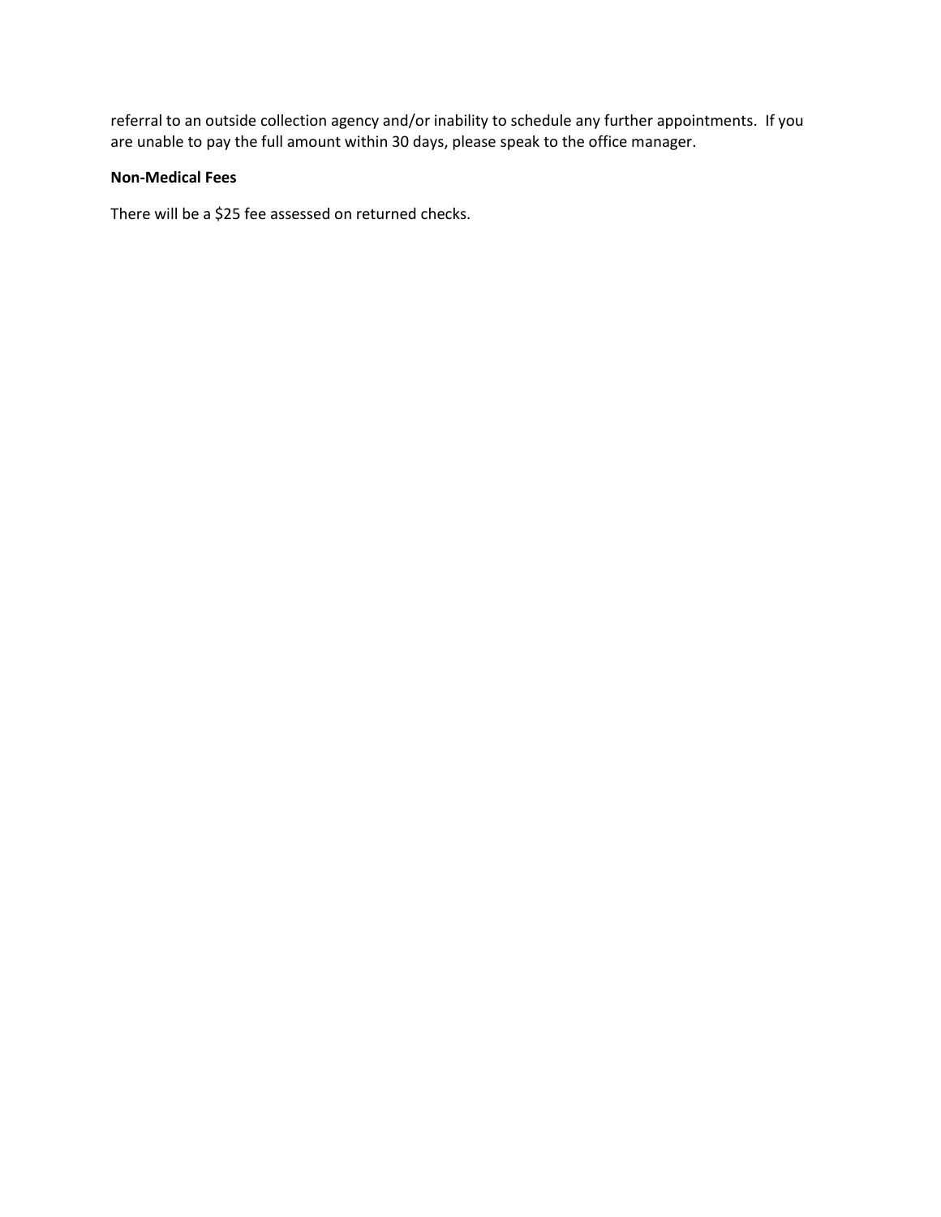referral to an outside collection agency and/or inability to schedule any further appointments. If you are unable to pay the full amount within 30 days, please speak to the office manager.

**Non-Medical Fees**

There will be a $25 fee assessed on returned checks.